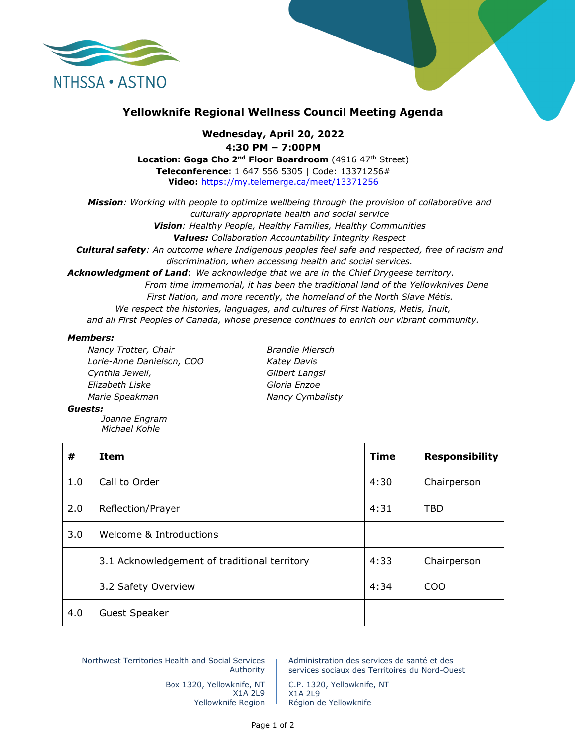NTHSSA • ASTNO

# Yellowknife Regional Wellness Council Meeting Agenda

**Wednesday, April 20, 2022**
**4:30 PM – 7:00PM**
**Location: Goga Cho 2nd Floor Boardroom** (4916 47th Street)
**Teleconference:** 1 647 556 5305 | Code: 13371256#
**Video:** https://my.telemerge.ca/meet/13371256

***Mission***: *Working with people to optimize wellbeing through the provision of collaborative and culturally appropriate health and social service*
***Vision***: *Healthy People, Healthy Families, Healthy Communities*
***Values:*** *Collaboration Accountability Integrity Respect*
***Cultural safety***: *An outcome where Indigenous peoples feel safe and respected, free of racism and discrimination, when accessing health and social services.*
***Acknowledgment of Land***: *We acknowledge that we are in the Chief Drygeese territory. From time immemorial, it has been the traditional land of the Yellowknives Dene First Nation, and more recently, the homeland of the North Slave Métis. We respect the histories, languages, and cultures of First Nations, Metis, Inuit, and all First Peoples of Canada, whose presence continues to enrich our vibrant community.*

***Members:***

- *Nancy Trotter, Chair*
- *Lorie-Anne Danielson, COO*
- *Cynthia Jewell,*
- *Elizabeth Liske*
- *Marie Speakman*
- *Brandie Miersch*
- *Katey Davis*
- *Gilbert Langsi*
- *Gloria Enzoe*
- *Nancy Cymbalisty*

***Guests:***

- *Joanne Engram*
- *Michael Kohle*

| # | Item | Time | Responsibility |
|---|---|---|---|
| 1.0 | Call to Order | 4:30 | Chairperson |
| 2.0 | Reflection/Prayer | 4:31 | TBD |
| 3.0 | Welcome & Introductions | | |
| | 3.1 Acknowledgement of traditional territory | 4:33 | Chairperson |
| | 3.2 Safety Overview | 4:34 | COO |
| 4.0 | Guest Speaker | | |

Northwest Territories Health and Social Services Authority
Box 1320, Yellowknife, NT
X1A 2L9
Yellowknife Region

Administration des services de santé et des services sociaux des Territoires du Nord-Ouest
C.P. 1320, Yellowknife, NT
X1A 2L9
Région de Yellowknife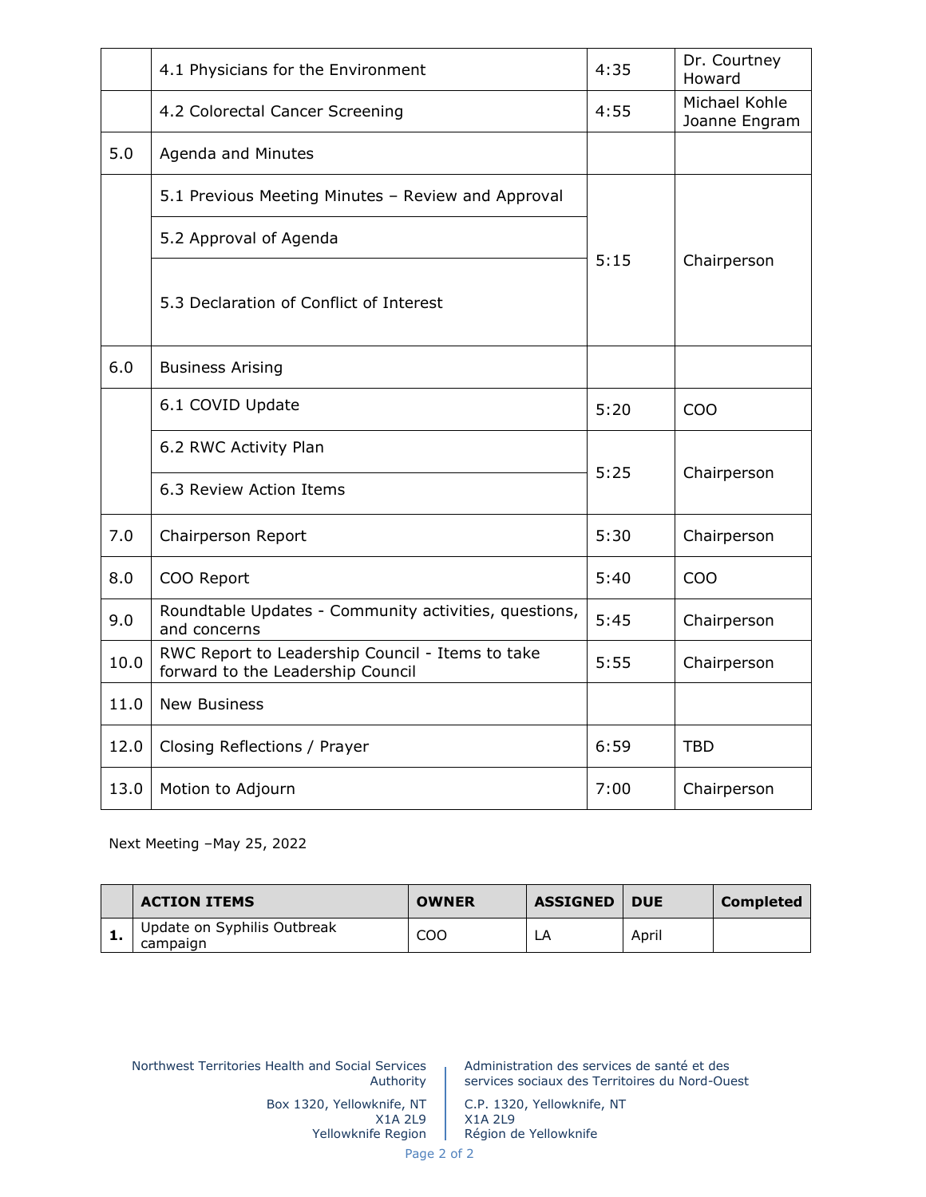| | | | |
|---|---|---|---|
| | 4.1 Physicians for the Environment | 4:35 | Dr. Courtney Howard |
| | 4.2 Colorectal Cancer Screening | 4:55 | Michael Kohle Joanne Engram |
| 5.0 | Agenda and Minutes | | |
| | 5.1 Previous Meeting Minutes – Review and Approval | 5:15 | Chairperson |
| | 5.2 Approval of Agenda | | |
| | 5.3 Declaration of Conflict of Interest | | |
| 6.0 | Business Arising | | |
| | 6.1 COVID Update | 5:20 | COO |
| | 6.2 RWC Activity Plan | 5:25 | Chairperson |
| | 6.3 Review Action Items | | |
| 7.0 | Chairperson Report | 5:30 | Chairperson |
| 8.0 | COO Report | 5:40 | COO |
| 9.0 | Roundtable Updates - Community activities, questions, and concerns | 5:45 | Chairperson |
| 10.0 | RWC Report to Leadership Council - Items to take forward to the Leadership Council | 5:55 | Chairperson |
| 11.0 | New Business | | |
| 12.0 | Closing Reflections / Prayer | 6:59 | TBD |
| 13.0 | Motion to Adjourn | 7:00 | Chairperson |

Next Meeting –May 25, 2022

| | ACTION ITEMS | OWNER | ASSIGNED | DUE | Completed |
|---|---|---|---|---|---|
| 1. | Update on Syphilis Outbreak campaign | COO | LA | April | |

Northwest Territories Health and Social Services Authority
Box 1320, Yellowknife, NT
X1A 2L9
Yellowknife Region

Administration des services de santé et des services sociaux des Territoires du Nord-Ouest
C.P. 1320, Yellowknife, NT
X1A 2L9
Région de Yellowknife